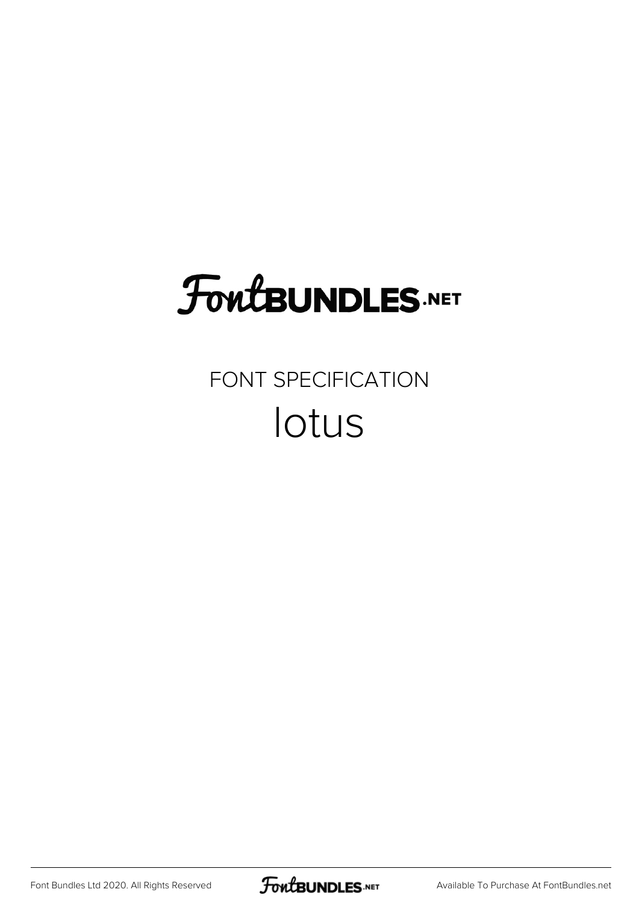# FontBUNDLES.NET

FONT SPECIFICATION

## lotus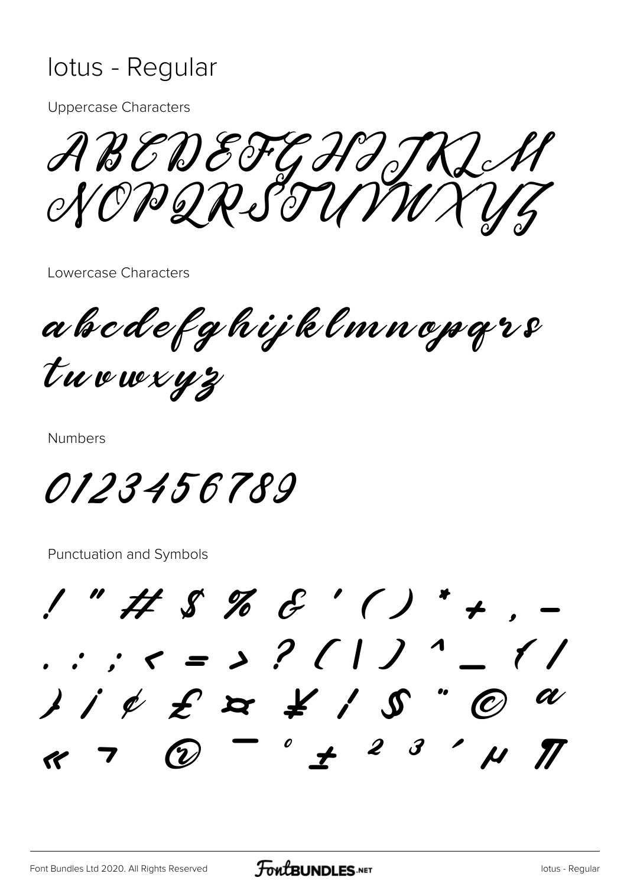# lotus - Regular

Uppercase Characters

ABCDEFGHIJKLM
NOPQRSTUVWXYZ

Lowercase Characters

abcdefghijklmnopqrs
tuvwxyz

Numbers

0123456789

Punctuation and Symbols

! " # $ % & ' ( ) * + , -
. : ; < = > ? [ | ] ^ _ { |
} ¡ ¢ £ ¤ ¥ ¦ § ¨ © ª
« ¬ ® ¯ ° ± ² ³ ´ µ ¶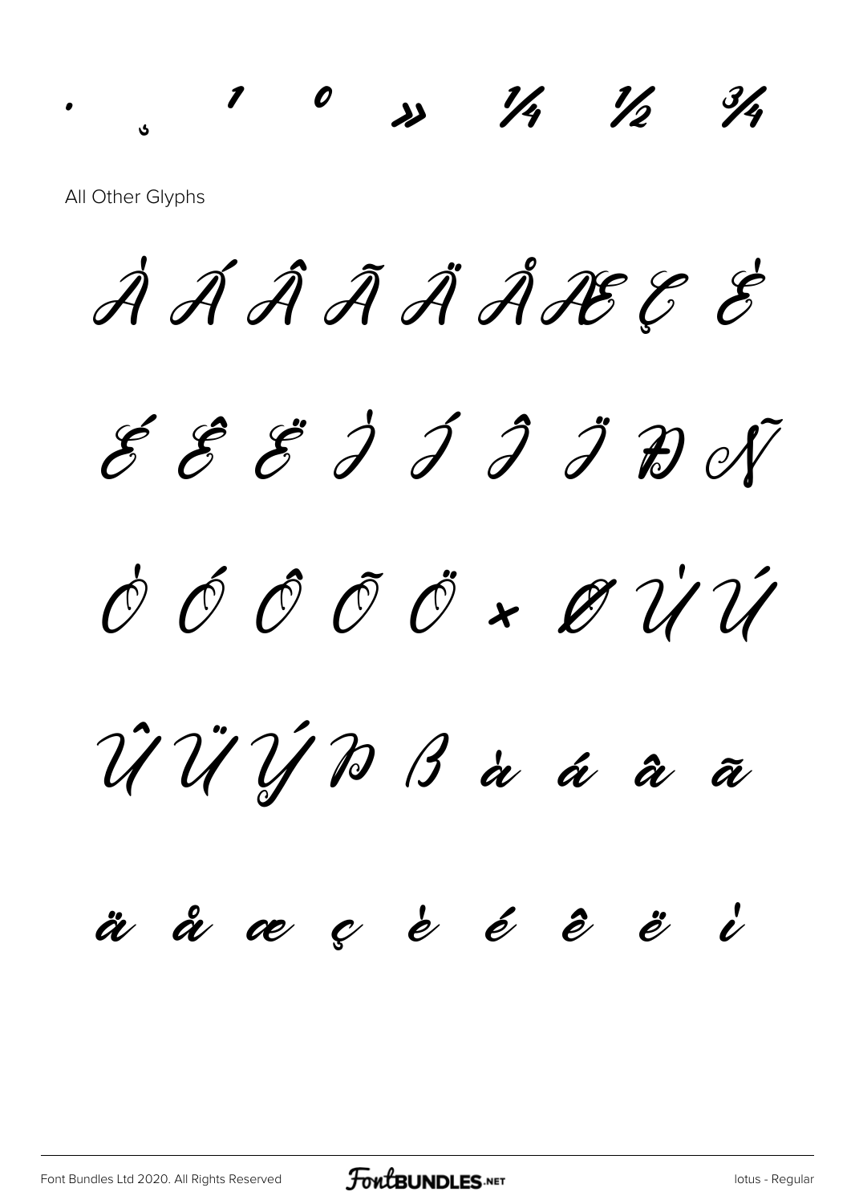· ¸ ¹ º » ¼ ½ ¾

All Other Glyphs

À Á Â Ã Ä Å Æ Ç È

É Ê Ë Ì Í Î Ï Ð Ñ

Ò Ó Ô Õ Ö × Ø Ù Ú

Û Ü Ý Þ ß à á â ã

ä å æ ç è é ê ë ì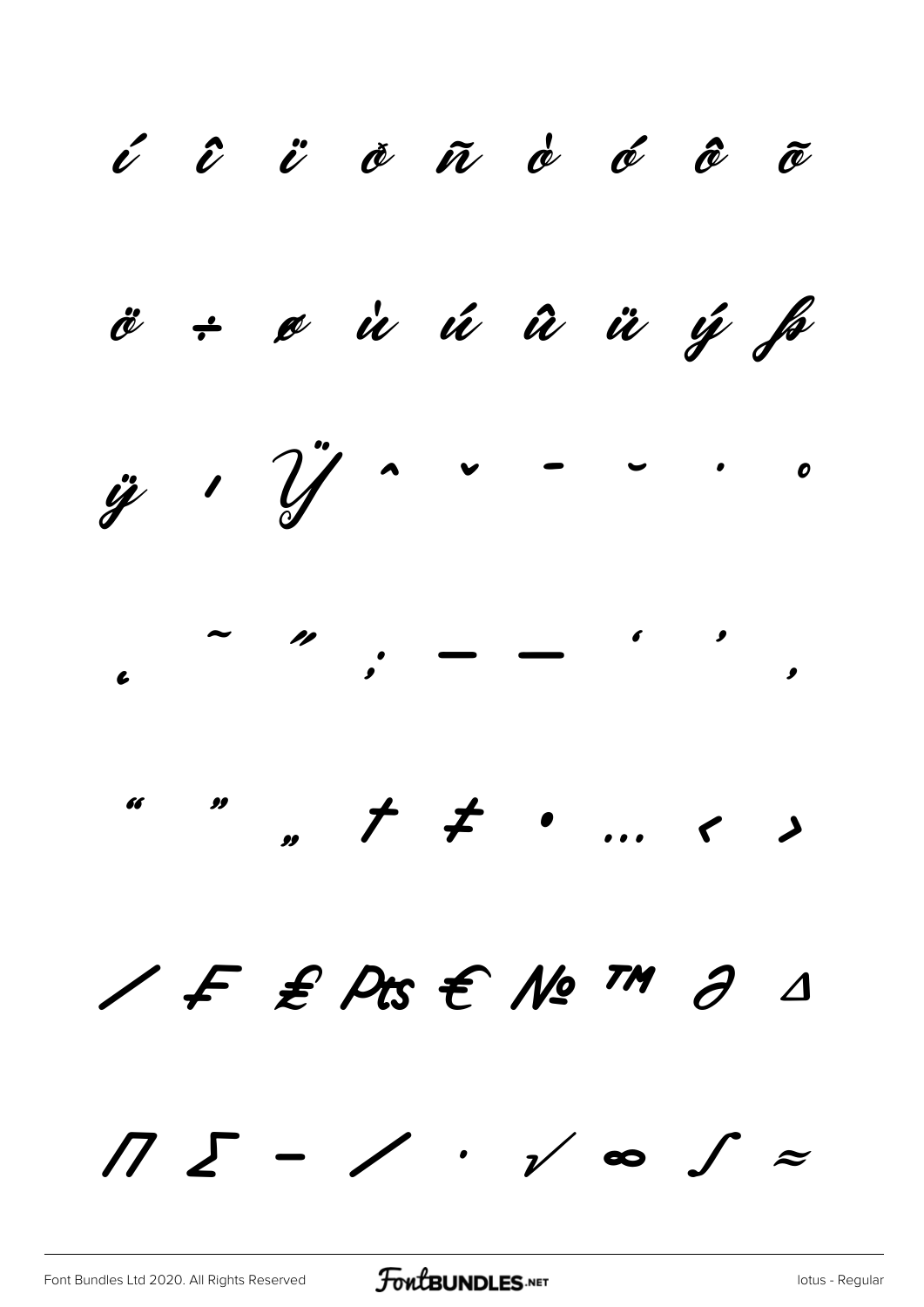í î ï ð ñ ò ó ô õ

ö ÷ ø ù ú û ü ý þ

ÿ ı Ÿ ˆ ˇ ˉ ˘ ˙ ˚

˛ ˜ ˝ ; – — ' ' ‚

" " „ † ‡ • … ‹ ›

⁄ ₣ ₤ ₧ € № ™ ∂ ∆

∏ ∑ − ∕ ∙ √ ∞ ∫ ≈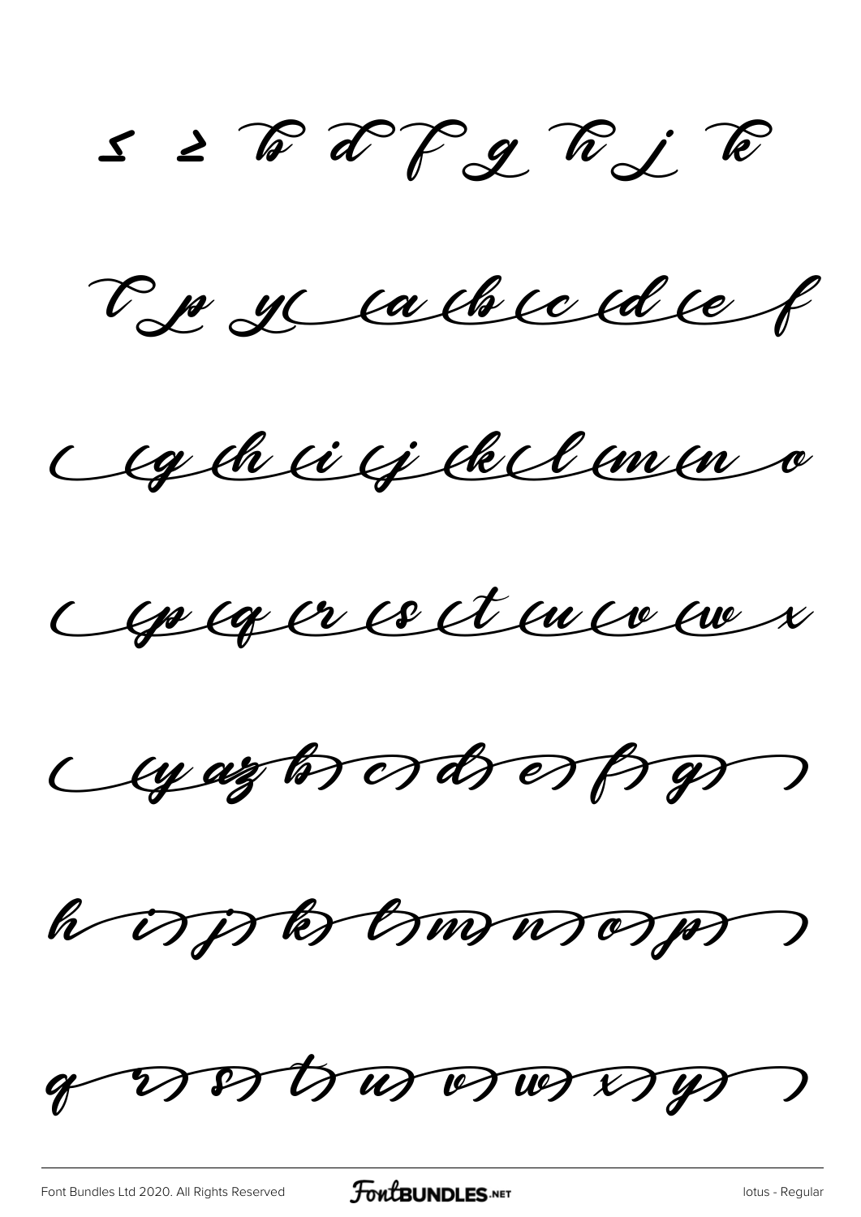≤ ≥ b d f g h j k

l p y( (a (b (c (d (e f

( (g (h (i (j (k (l (m (n o

( (p (q (r (s (t (u (v (w x

( (y az b) c) d) e) f) g) )

h i) j) k) l) m) n) o) p) )

q r) s) t) u) v) w) x) y) )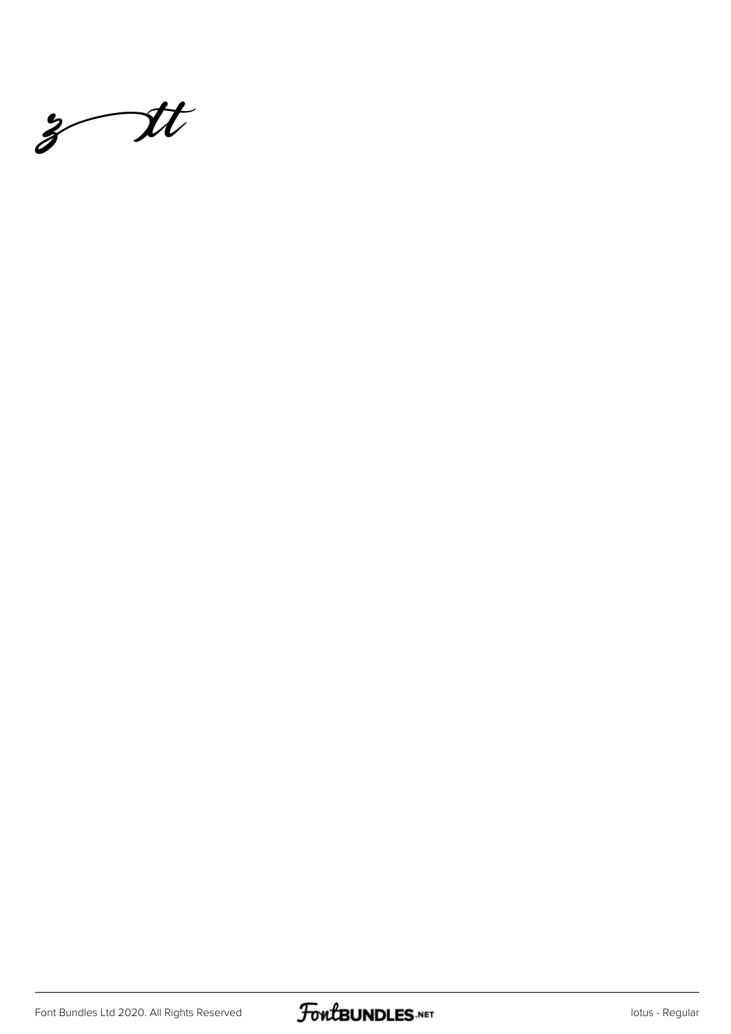z xtt